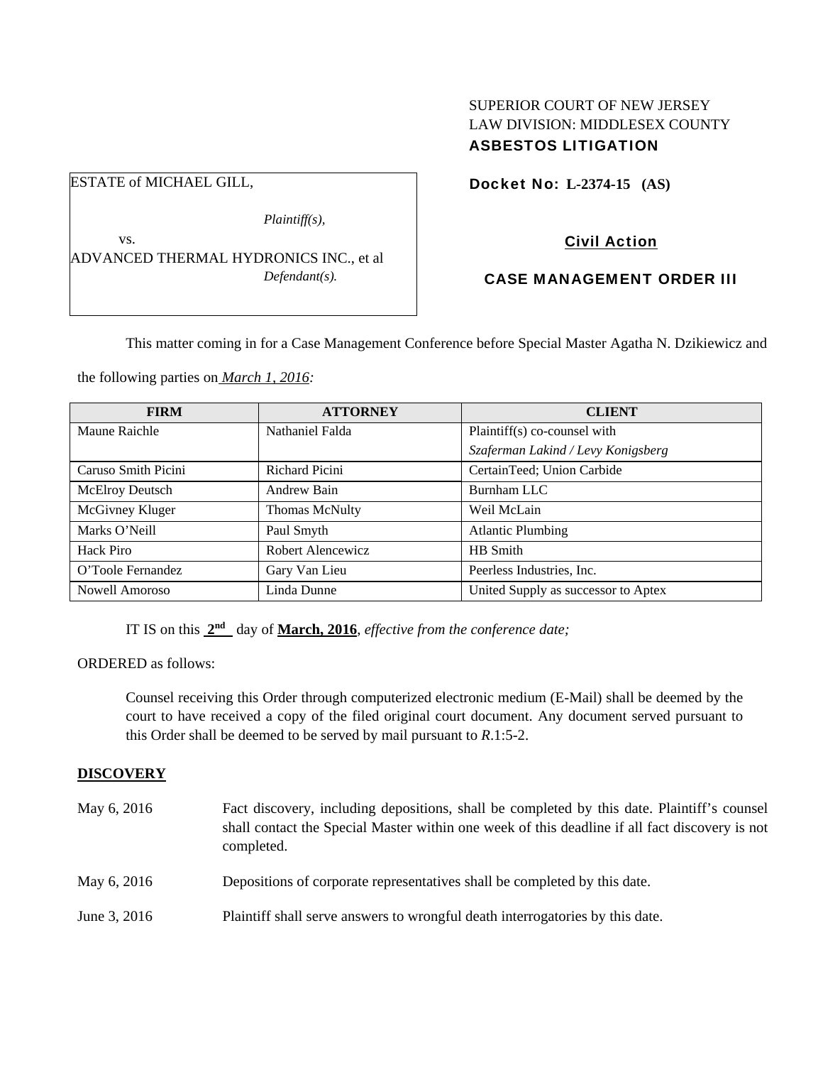SUPERIOR COURT OF NEW JERSEY
LAW DIVISION: MIDDLESEX COUNTY
**ASBESTOS LITIGATION**

ESTATE of MICHAEL GILL,

*Plaintiff(s),*

vs.

ADVANCED THERMAL HYDRONICS INC., et al

*Defendant(s).*

**Docket No: L-2374-15 (AS)**

**Civil Action**

**CASE MANAGEMENT ORDER III**

This matter coming in for a Case Management Conference before Special Master Agatha N. Dzikiewicz and the following parties on *March 1, 2016:*

| FIRM | ATTORNEY | CLIENT |
|---|---|---|
| Maune Raichle | Nathaniel Falda | Plaintiff(s) co-counsel with *Szaferman Lakind / Levy Konigsberg* |
| Caruso Smith Picini | Richard Picini | CertainTeed; Union Carbide |
| McElroy Deutsch | Andrew Bain | Burnham LLC |
| McGivney Kluger | Thomas McNulty | Weil McLain |
| Marks O'Neill | Paul Smyth | Atlantic Plumbing |
| Hack Piro | Robert Alencewicz | HB Smith |
| O'Toole Fernandez | Gary Van Lieu | Peerless Industries, Inc. |
| Nowell Amoroso | Linda Dunne | United Supply as successor to Aptex |

IT IS on this **2nd** day of **March, 2016**, *effective from the conference date;*

ORDERED as follows:

Counsel receiving this Order through computerized electronic medium (E-Mail) shall be deemed by the court to have received a copy of the filed original court document. Any document served pursuant to this Order shall be deemed to be served by mail pursuant to *R*.1:5-2.

## DISCOVERY

May 6, 2016 — Fact discovery, including depositions, shall be completed by this date. Plaintiff's counsel shall contact the Special Master within one week of this deadline if all fact discovery is not completed.

May 6, 2016 — Depositions of corporate representatives shall be completed by this date.

June 3, 2016 — Plaintiff shall serve answers to wrongful death interrogatories by this date.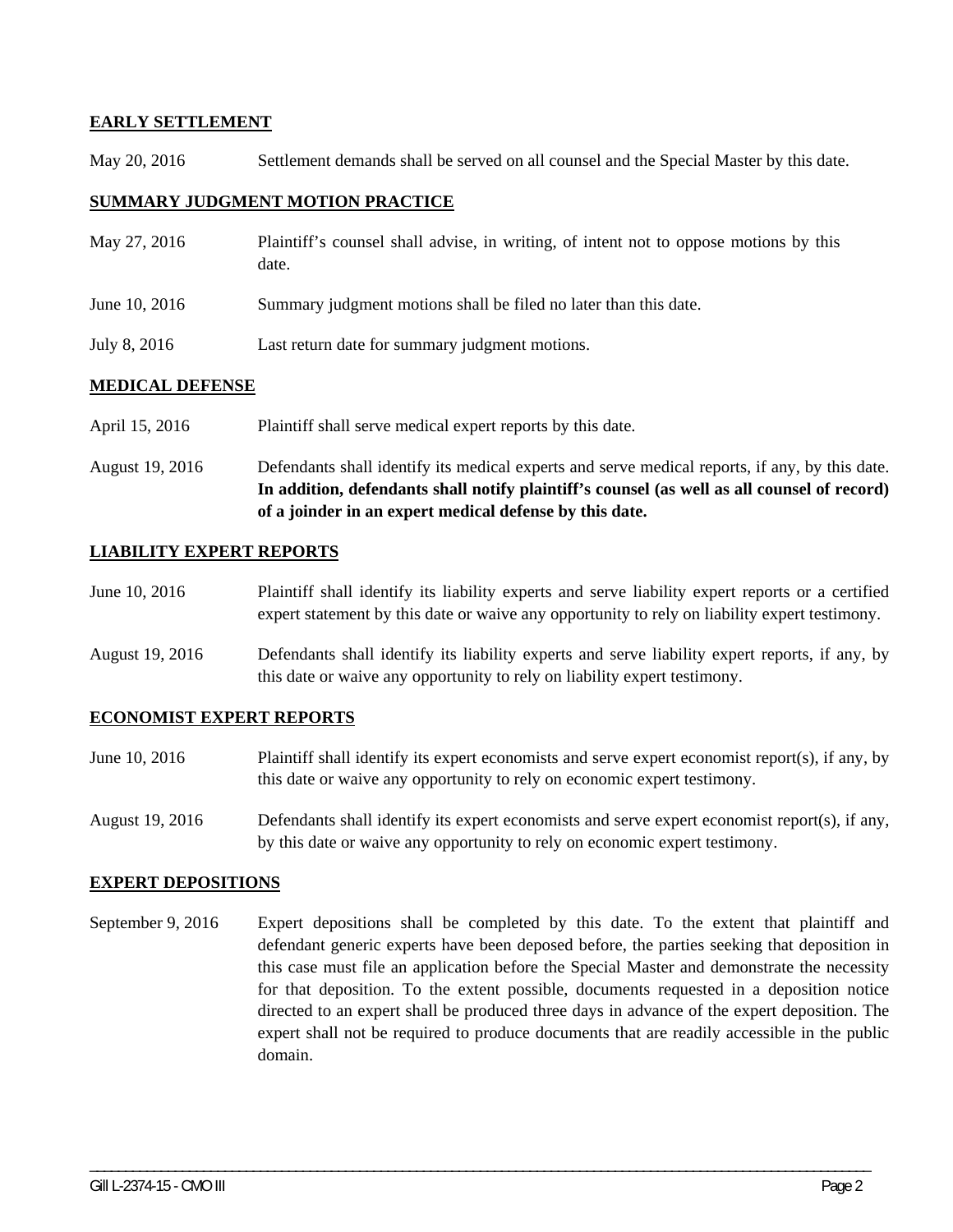**EARLY SETTLEMENT**

May 20, 2016 Settlement demands shall be served on all counsel and the Special Master by this date.

**SUMMARY JUDGMENT MOTION PRACTICE**

May 27, 2016 Plaintiff's counsel shall advise, in writing, of intent not to oppose motions by this date.

June 10, 2016 Summary judgment motions shall be filed no later than this date.

July 8, 2016 Last return date for summary judgment motions.

**MEDICAL DEFENSE**

April 15, 2016 Plaintiff shall serve medical expert reports by this date.

August 19, 2016 Defendants shall identify its medical experts and serve medical reports, if any, by this date. **In addition, defendants shall notify plaintiff's counsel (as well as all counsel of record) of a joinder in an expert medical defense by this date.**

**LIABILITY EXPERT REPORTS**

June 10, 2016 Plaintiff shall identify its liability experts and serve liability expert reports or a certified expert statement by this date or waive any opportunity to rely on liability expert testimony.

August 19, 2016 Defendants shall identify its liability experts and serve liability expert reports, if any, by this date or waive any opportunity to rely on liability expert testimony.

**ECONOMIST EXPERT REPORTS**

June 10, 2016 Plaintiff shall identify its expert economists and serve expert economist report(s), if any, by this date or waive any opportunity to rely on economic expert testimony.

August 19, 2016 Defendants shall identify its expert economists and serve expert economist report(s), if any, by this date or waive any opportunity to rely on economic expert testimony.

**EXPERT DEPOSITIONS**

September 9, 2016 Expert depositions shall be completed by this date. To the extent that plaintiff and defendant generic experts have been deposed before, the parties seeking that deposition in this case must file an application before the Special Master and demonstrate the necessity for that deposition. To the extent possible, documents requested in a deposition notice directed to an expert shall be produced three days in advance of the expert deposition. The expert shall not be required to produce documents that are readily accessible in the public domain.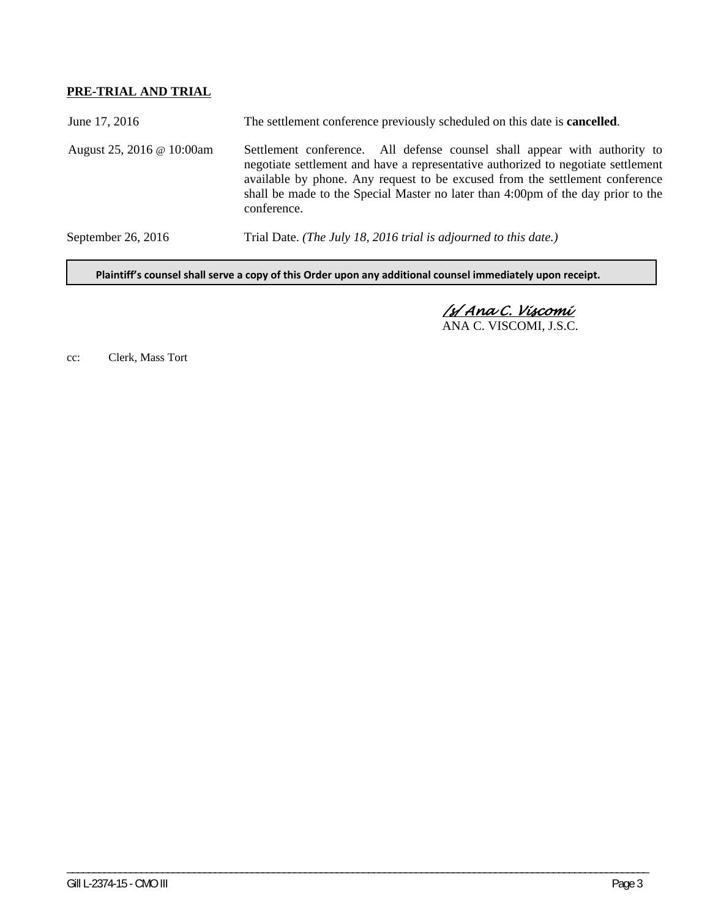**PRE-TRIAL AND TRIAL**

| | |
|---|---|
| June 17, 2016 | The settlement conference previously scheduled on this date is **cancelled**. |
| August 25, 2016 @ 10:00am | Settlement conference. All defense counsel shall appear with authority to negotiate settlement and have a representative authorized to negotiate settlement available by phone. Any request to be excused from the settlement conference shall be made to the Special Master no later than 4:00pm of the day prior to the conference. |
| September 26, 2016 | Trial Date. *(The July 18, 2016 trial is adjourned to this date.)* |

**Plaintiff's counsel shall serve a copy of this Order upon any additional counsel immediately upon receipt.**

*/s/ Ana C. Viscomi*
ANA C. VISCOMI, J.S.C.

cc: Clerk, Mass Tort